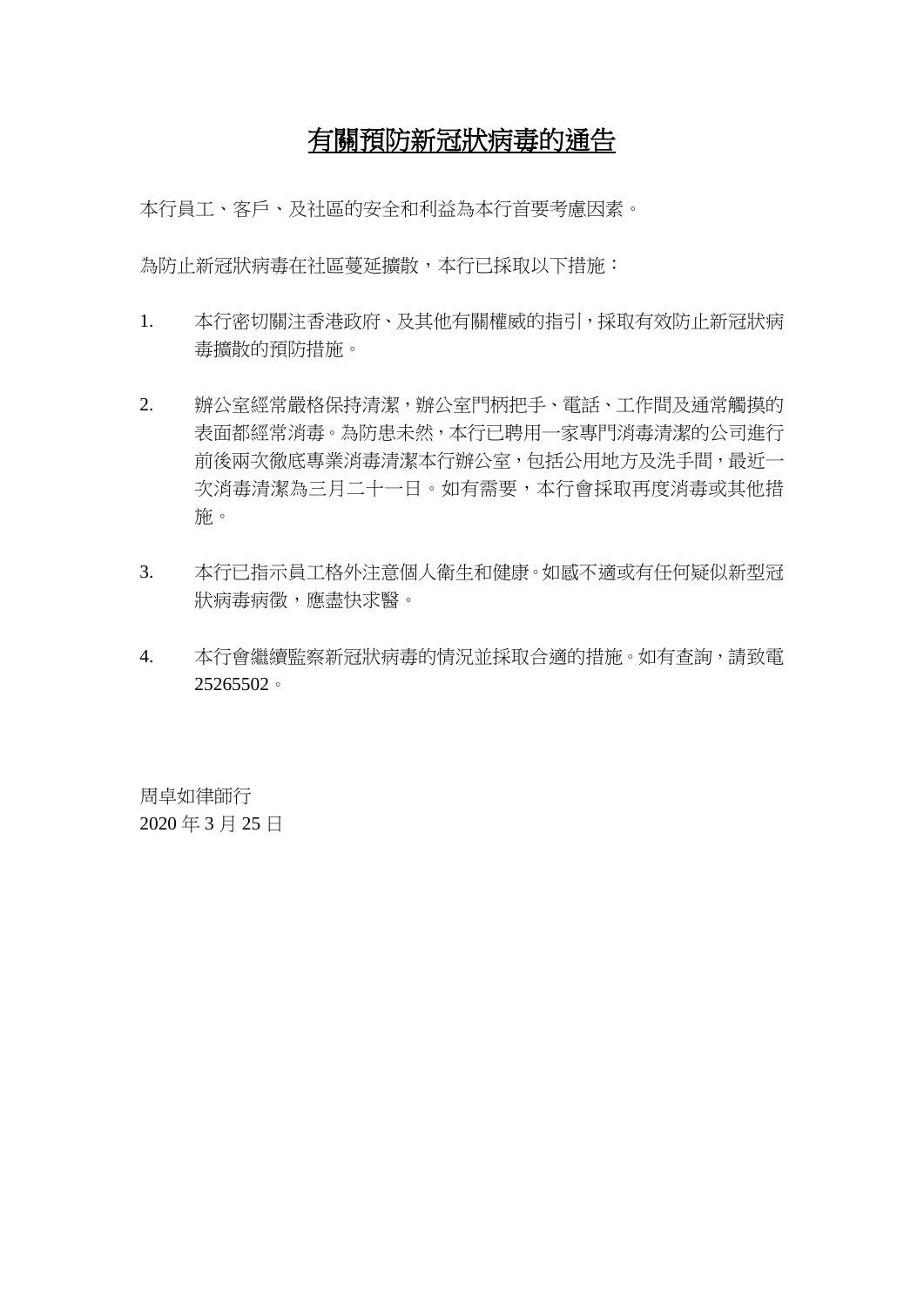# 有關預防新冠狀病毒的通告

本行員工、客戶、及社區的安全和利益為本行首要考慮因素。

為防止新冠狀病毒在社區蔓延擴散，本行已採取以下措施：

1. 本行密切關注香港政府、及其他有關權威的指引，採取有效防止新冠狀病毒擴散的預防措施。

2. 辦公室經常嚴格保持清潔，辦公室門柄把手、電話、工作間及通常觸摸的表面都經常消毒。為防患未然，本行已聘用一家專門消毒清潔的公司進行前後兩次徹底專業消毒清潔本行辦公室，包括公用地方及洗手間，最近一次消毒清潔為三月二十一日。如有需要，本行會採取再度消毒或其他措施。

3. 本行已指示員工格外注意個人衛生和健康。如感不適或有任何疑似新型冠狀病毒病徵，應盡快求醫。

4. 本行會繼續監察新冠狀病毒的情況並採取合適的措施。如有查詢，請致電 25265502。

周卓如律師行
2020 年 3 月 25 日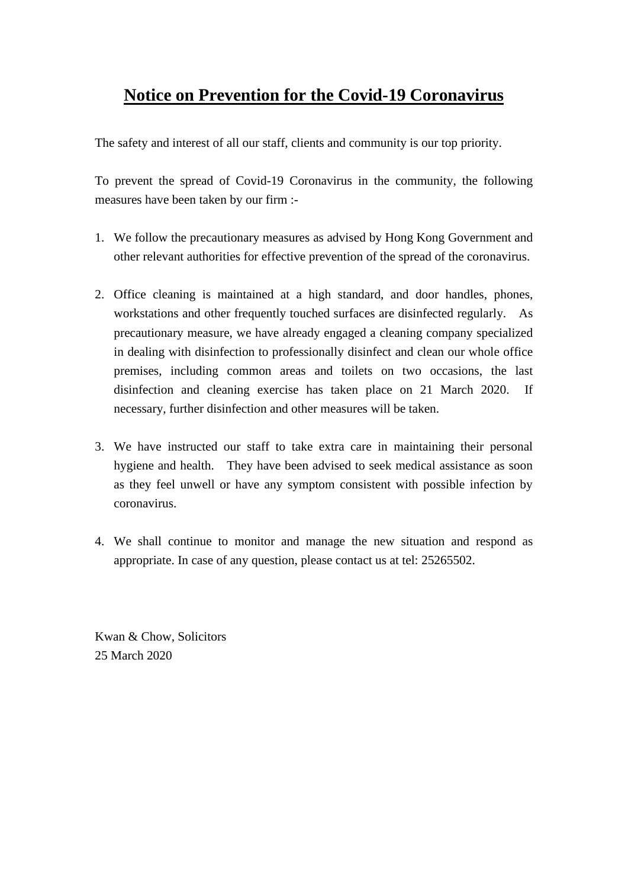# **Notice on Prevention for the Covid-19 Coronavirus**

The safety and interest of all our staff, clients and community is our top priority.

To prevent the spread of Covid-19 Coronavirus in the community, the following measures have been taken by our firm :-

1. We follow the precautionary measures as advised by Hong Kong Government and other relevant authorities for effective prevention of the spread of the coronavirus.

2. Office cleaning is maintained at a high standard, and door handles, phones, workstations and other frequently touched surfaces are disinfected regularly. As precautionary measure, we have already engaged a cleaning company specialized in dealing with disinfection to professionally disinfect and clean our whole office premises, including common areas and toilets on two occasions, the last disinfection and cleaning exercise has taken place on 21 March 2020. If necessary, further disinfection and other measures will be taken.

3. We have instructed our staff to take extra care in maintaining their personal hygiene and health. They have been advised to seek medical assistance as soon as they feel unwell or have any symptom consistent with possible infection by coronavirus.

4. We shall continue to monitor and manage the new situation and respond as appropriate. In case of any question, please contact us at tel: 25265502.

Kwan & Chow, Solicitors
25 March 2020